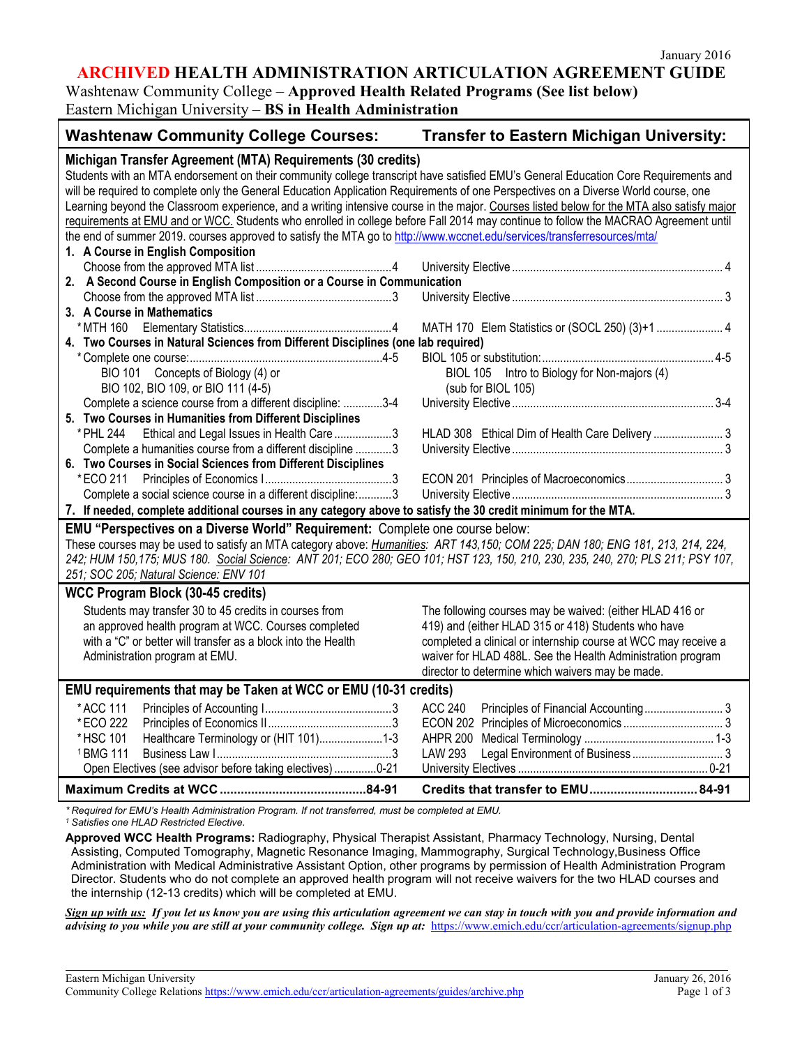January 2016

# ARCHIVED HEALTH ADMINISTRATION ARTICULATION AGREEMENT GUIDE

Washtenaw Community College – **Approved Health Related Programs (See list below)**
Eastern Michigan University – **BS in Health Administration**

| Washtenaw Community College Courses: | Transfer to Eastern Michigan University: |
|---|---|
| **Michigan Transfer Agreement (MTA) Requirements (30 credits)** | |
| Students with an MTA endorsement on their community college transcript have satisfied EMU's General Education Core Requirements and will be required to complete only the General Education Application Requirements of one Perspectives on a Diverse World course, one Learning beyond the Classroom experience, and a writing intensive course in the major. Courses listed below for the MTA also satisfy major requirements at EMU and or WCC. Students who enrolled in college before Fall 2014 may continue to follow the MACRAO Agreement until the end of summer 2019. courses approved to satisfy the MTA go to http://www.wccnet.edu/services/transferresources/mta/ | |
| **1. A Course in English Composition** | |
| Choose from the approved MTA list ... 4 | University Elective ... 4 |
| **2. A Second Course in English Composition or a Course in Communication** | |
| Choose from the approved MTA list ... 3 | University Elective ... 3 |
| **3. A Course in Mathematics** | |
| * MTH 160 Elementary Statistics ... 4 | MATH 170 Elem Statistics or (SOCL 250) (3)+1 ... 4 |
| **4. Two Courses in Natural Sciences from Different Disciplines (one lab required)** | |
| * Complete one course: ... 4-5 | BIOL 105 or substitution: ... 4-5 |
| BIO 101 Concepts of Biology (4) or BIO 102, BIO 109, or BIO 111 (4-5) | BIOL 105 Intro to Biology for Non-majors (4) (sub for BIOL 105) |
| Complete a science course from a different discipline: ... 3-4 | University Elective ... 3-4 |
| **5. Two Courses in Humanities from Different Disciplines** | |
| * PHL 244 Ethical and Legal Issues in Health Care ... 3 | HLAD 308 Ethical Dim of Health Care Delivery ... 3 |
| Complete a humanities course from a different discipline ... 3 | University Elective ... 3 |
| **6. Two Courses in Social Sciences from Different Disciplines** | |
| * ECO 211 Principles of Economics I ... 3 | ECON 201 Principles of Macroeconomics ... 3 |
| Complete a social science course in a different discipline: ... 3 | University Elective ... 3 |
| **7. If needed, complete additional courses in any category above to satisfy the 30 credit minimum for the MTA.** | |
| **EMU "Perspectives on a Diverse World" Requirement:** Complete one course below: | |
| These courses may be used to satisfy an MTA category above: *Humanities:* ART 143,150; COM 225; DAN 180; ENG 181, 213, 214, 224, 242; HUM 150,175; MUS 180. *Social Science:* ANT 201; ECO 280; GEO 101; HST 123, 150, 210, 230, 235, 240, 270; PLS 211; PSY 107, 251; SOC 205; *Natural Science:* ENV 101 | |
| **WCC Program Block (30-45 credits)** | |
| Students may transfer 30 to 45 credits in courses from an approved health program at WCC. Courses completed with a "C" or better will transfer as a block into the Health Administration program at EMU. | The following courses may be waived: (either HLAD 416 or 419) and (either HLAD 315 or 418) Students who have completed a clinical or internship course at WCC may receive a waiver for HLAD 488L. See the Health Administration program director to determine which waivers may be made. |
| **EMU requirements that may be Taken at WCC or EMU (10-31 credits)** | |
| * ACC 111 Principles of Accounting I ... 3 | ACC 240 Principles of Financial Accounting ... 3 |
| * ECO 222 Principles of Economics II ... 3 | ECON 202 Principles of Microeconomics ... 3 |
| * HSC 101 Healthcare Terminology or (HIT 101) ... 1-3 | AHPR 200 Medical Terminology ... 1-3 |
| [1] BMG 111 Business Law I ... 3 | LAW 293 Legal Environment of Business ... 3 |
| Open Electives (see advisor before taking electives) ... 0-21 | University Electives ... 0-21 |
| **Maximum Credits at WCC ... 84-91** | **Credits that transfer to EMU ... 84-91** |

*\* Required for EMU's Health Administration Program. If not transferred, must be completed at EMU.*
*[1] Satisfies one HLAD Restricted Elective.*

**Approved WCC Health Programs:** Radiography, Physical Therapist Assistant, Pharmacy Technology, Nursing, Dental Assisting, Computed Tomography, Magnetic Resonance Imaging, Mammography, Surgical Technology,Business Office Administration with Medical Administrative Assistant Option, other programs by permission of Health Administration Program Director. Students who do not complete an approved health program will not receive waivers for the two HLAD courses and the internship (12-13 credits) which will be completed at EMU.

***Sign up with us:** If you let us know you are using this articulation agreement we can stay in touch with you and provide information and advising to you while you are still at your community college. Sign up at:* https://www.emich.edu/ccr/articulation-agreements/signup.php

Eastern Michigan University
Community College Relations https://www.emich.edu/ccr/articulation-agreements/guides/archive.php
January 26, 2016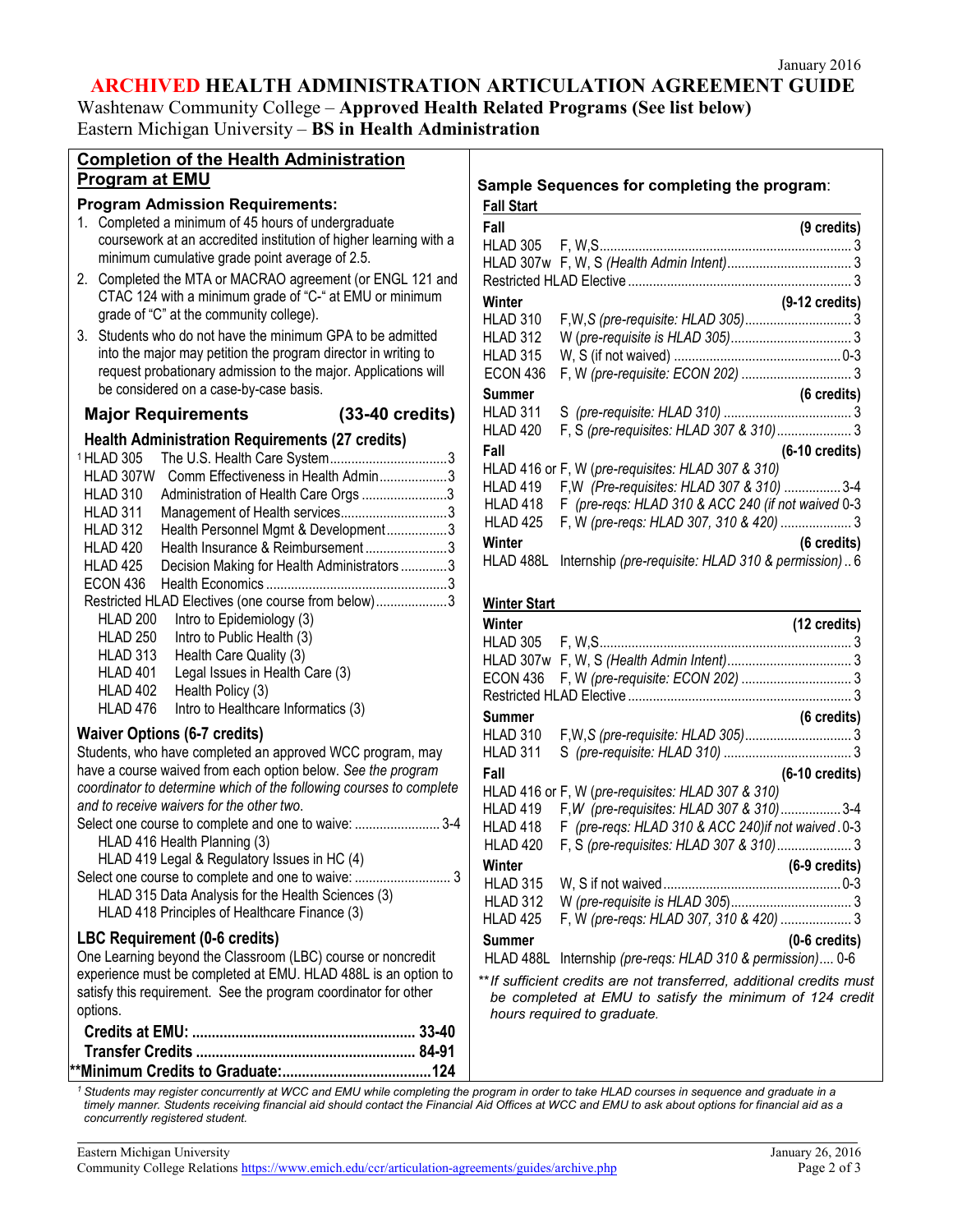January 2016

# ARCHIVED HEALTH ADMINISTRATION ARTICULATION AGREEMENT GUIDE

Washtenaw Community College – **Approved Health Related Programs (See list below)**
Eastern Michigan University – **BS in Health Administration**

## Completion of the Health Administration Program at EMU

### Program Admission Requirements:

1. Completed a minimum of 45 hours of undergraduate coursework at an accredited institution of higher learning with a minimum cumulative grade point average of 2.5.
2. Completed the MTA or MACRAO agreement (or ENGL 121 and CTAC 124 with a minimum grade of "C-" at EMU or minimum grade of "C" at the community college).
3. Students who do not have the minimum GPA to be admitted into the major may petition the program director in writing to request probationary admission to the major. Applications will be considered on a case-by-case basis.

### Major Requirements (33-40 credits)

**Health Administration Requirements (27 credits)**

| Course | Title | Credits |
|---|---|---|
| [1] HLAD 305 | The U.S. Health Care System | 3 |
| HLAD 307W | Comm Effectiveness in Health Admin | 3 |
| HLAD 310 | Administration of Health Care Orgs | 3 |
| HLAD 311 | Management of Health services | 3 |
| HLAD 312 | Health Personnel Mgmt & Development | 3 |
| HLAD 420 | Health Insurance & Reimbursement | 3 |
| HLAD 425 | Decision Making for Health Administrators | 3 |
| ECON 436 | Health Economics | 3 |
| Restricted HLAD Electives (one course from below) | | 3 |

- HLAD 200 Intro to Epidemiology (3)
- HLAD 250 Intro to Public Health (3)
- HLAD 313 Health Care Quality (3)
- HLAD 401 Legal Issues in Health Care (3)
- HLAD 402 Health Policy (3)
- HLAD 476 Intro to Healthcare Informatics (3)

**Waiver Options (6-7 credits)**

Students, who have completed an approved WCC program, may have a course waived from each option below. *See the program coordinator to determine which of the following courses to complete and to receive waivers for the other two.*

Select one course to complete and one to waive: ........................ 3-4
- HLAD 416 Health Planning (3)
- HLAD 419 Legal & Regulatory Issues in HC (4)

Select one course to complete and one to waive: ........................ 3
- HLAD 315 Data Analysis for the Health Sciences (3)
- HLAD 418 Principles of Healthcare Finance (3)

**LBC Requirement (0-6 credits)**

One Learning beyond the Classroom (LBC) course or noncredit experience must be completed at EMU. HLAD 488L is an option to satisfy this requirement. See the program coordinator for other options.

| | |
|---|---|
| **Credits at EMU:** | **33-40** |
| **Transfer Credits** | **84-91** |
| **\*\*Minimum Credits to Graduate:** | **124** |

## Sample Sequences for completing the program:

### Fall Start

**Fall (9 credits)**

| Course | Details | Credits |
|---|---|---|
| HLAD 305 | F, W,S | 3 |
| HLAD 307w | F, W, S *(Health Admin Intent)* | 3 |
| Restricted HLAD Elective | | 3 |

**Winter (9-12 credits)**

| Course | Details | Credits |
|---|---|---|
| HLAD 310 | F,W,S *(pre-requisite: HLAD 305)* | 3 |
| HLAD 312 | W *(pre-requisite is HLAD 305)* | 3 |
| HLAD 315 | W, S (if not waived) | 0-3 |
| ECON 436 | F, W *(pre-requisite: ECON 202)* | 3 |

**Summer (6 credits)**

| Course | Details | Credits |
|---|---|---|
| HLAD 311 | S *(pre-requisite: HLAD 310)* | 3 |
| HLAD 420 | F, S *(pre-requisites: HLAD 307 & 310)* | 3 |

**Fall (6-10 credits)**

| Course | Details | Credits |
|---|---|---|
| HLAD 416 or | F, W *(pre-requisites: HLAD 307 & 310)* | |
| HLAD 419 | F,W *(Pre-requisites: HLAD 307 & 310)* | 3-4 |
| HLAD 418 | F *(pre-reqs: HLAD 310 & ACC 240 (if not waived* | 0-3 |
| HLAD 425 | F, W *(pre-reqs: HLAD 307, 310 & 420)* | 3 |

**Winter (6 credits)**

| Course | Details | Credits |
|---|---|---|
| HLAD 488L | Internship *(pre-requisite: HLAD 310 & permission)* | 6 |

### Winter Start

**Winter (12 credits)**

| Course | Details | Credits |
|---|---|---|
| HLAD 305 | F, W,S | 3 |
| HLAD 307w | F, W, S *(Health Admin Intent)* | 3 |
| ECON 436 | F, W *(pre-requisite: ECON 202)* | 3 |
| Restricted HLAD Elective | | 3 |

**Summer (6 credits)**

| Course | Details | Credits |
|---|---|---|
| HLAD 310 | F,W,S *(pre-requisite: HLAD 305)* | 3 |
| HLAD 311 | S *(pre-requisite: HLAD 310)* | 3 |

**Fall (6-10 credits)**

| Course | Details | Credits |
|---|---|---|
| HLAD 416 or | F, W *(pre-requisites: HLAD 307 & 310)* | |
| HLAD 419 | F,W *(pre-requisites: HLAD 307 & 310)* | 3-4 |
| HLAD 418 | F *(pre-reqs: HLAD 310 & ACC 240)if not waived* | 0-3 |
| HLAD 420 | F, S *(pre-requisites: HLAD 307 & 310)* | 3 |

**Winter (6-9 credits)**

| Course | Details | Credits |
|---|---|---|
| HLAD 315 | W, S if not waived | 0-3 |
| HLAD 312 | W *(pre-requisite is HLAD 305)* | 3 |
| HLAD 425 | F, W *(pre-reqs: HLAD 307, 310 & 420)* | 3 |

**Summer (0-6 credits)**

| Course | Details | Credits |
|---|---|---|
| HLAD 488L | Internship *(pre-reqs: HLAD 310 & permission)* | 0-6 |

*\*\*If sufficient credits are not transferred, additional credits must be completed at EMU to satisfy the minimum of 124 credit hours required to graduate.*

*[1] Students may register concurrently at WCC and EMU while completing the program in order to take HLAD courses in sequence and graduate in a timely manner. Students receiving financial aid should contact the Financial Aid Offices at WCC and EMU to ask about options for financial aid as a concurrently registered student.*

Eastern Michigan University
Community College Relations https://www.emich.edu/ccr/articulation-agreements/guides/archive.php
January 26, 2016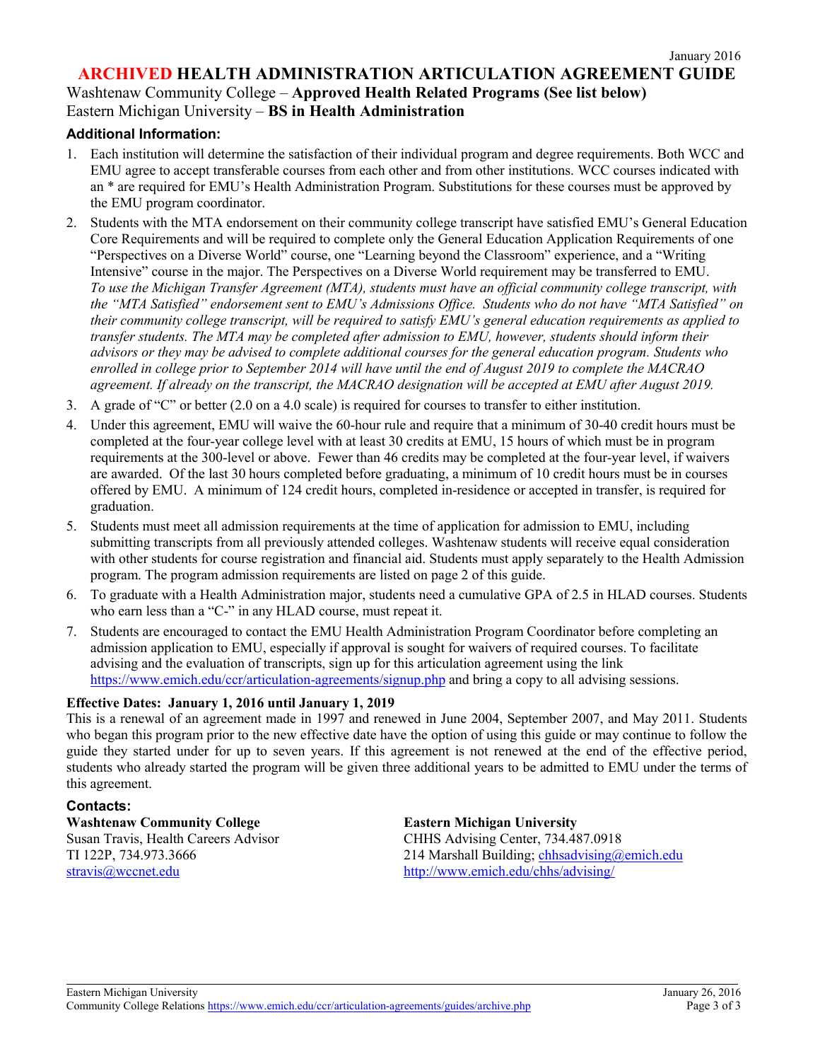January 2016

# ARCHIVED HEALTH ADMINISTRATION ARTICULATION AGREEMENT GUIDE

Washtenaw Community College – **Approved Health Related Programs (See list below)**
Eastern Michigan University – **BS in Health Administration**

### Additional Information:

1. Each institution will determine the satisfaction of their individual program and degree requirements. Both WCC and EMU agree to accept transferable courses from each other and from other institutions. WCC courses indicated with an * are required for EMU's Health Administration Program. Substitutions for these courses must be approved by the EMU program coordinator.
2. Students with the MTA endorsement on their community college transcript have satisfied EMU's General Education Core Requirements and will be required to complete only the General Education Application Requirements of one "Perspectives on a Diverse World" course, one "Learning beyond the Classroom" experience, and a "Writing Intensive" course in the major. The Perspectives on a Diverse World requirement may be transferred to EMU. *To use the Michigan Transfer Agreement (MTA), students must have an official community college transcript, with the "MTA Satisfied" endorsement sent to EMU's Admissions Office. Students who do not have "MTA Satisfied" on their community college transcript, will be required to satisfy EMU's general education requirements as applied to transfer students. The MTA may be completed after admission to EMU, however, students should inform their advisors or they may be advised to complete additional courses for the general education program. Students who enrolled in college prior to September 2014 will have until the end of August 2019 to complete the MACRAO agreement. If already on the transcript, the MACRAO designation will be accepted at EMU after August 2019.*
3. A grade of "C" or better (2.0 on a 4.0 scale) is required for courses to transfer to either institution.
4. Under this agreement, EMU will waive the 60-hour rule and require that a minimum of 30-40 credit hours must be completed at the four-year college level with at least 30 credits at EMU, 15 hours of which must be in program requirements at the 300-level or above. Fewer than 46 credits may be completed at the four-year level, if waivers are awarded. Of the last 30 hours completed before graduating, a minimum of 10 credit hours must be in courses offered by EMU. A minimum of 124 credit hours, completed in-residence or accepted in transfer, is required for graduation.
5. Students must meet all admission requirements at the time of application for admission to EMU, including submitting transcripts from all previously attended colleges. Washtenaw students will receive equal consideration with other students for course registration and financial aid. Students must apply separately to the Health Admission program. The program admission requirements are listed on page 2 of this guide.
6. To graduate with a Health Administration major, students need a cumulative GPA of 2.5 in HLAD courses. Students who earn less than a "C-" in any HLAD course, must repeat it.
7. Students are encouraged to contact the EMU Health Administration Program Coordinator before completing an admission application to EMU, especially if approval is sought for waivers of required courses. To facilitate advising and the evaluation of transcripts, sign up for this articulation agreement using the link https://www.emich.edu/ccr/articulation-agreements/signup.php and bring a copy to all advising sessions.

**Effective Dates: January 1, 2016 until January 1, 2019**

This is a renewal of an agreement made in 1997 and renewed in June 2004, September 2007, and May 2011. Students who began this program prior to the new effective date have the option of using this guide or may continue to follow the guide they started under for up to seven years. If this agreement is not renewed at the end of the effective period, students who already started the program will be given three additional years to be admitted to EMU under the terms of this agreement.

### Contacts:

**Washtenaw Community College**
Susan Travis, Health Careers Advisor
TI 122P, 734.973.3666
stravis@wccnet.edu

**Eastern Michigan University**
CHHS Advising Center, 734.487.0918
214 Marshall Building; chhsadvising@emich.edu
http://www.emich.edu/chhs/advising/